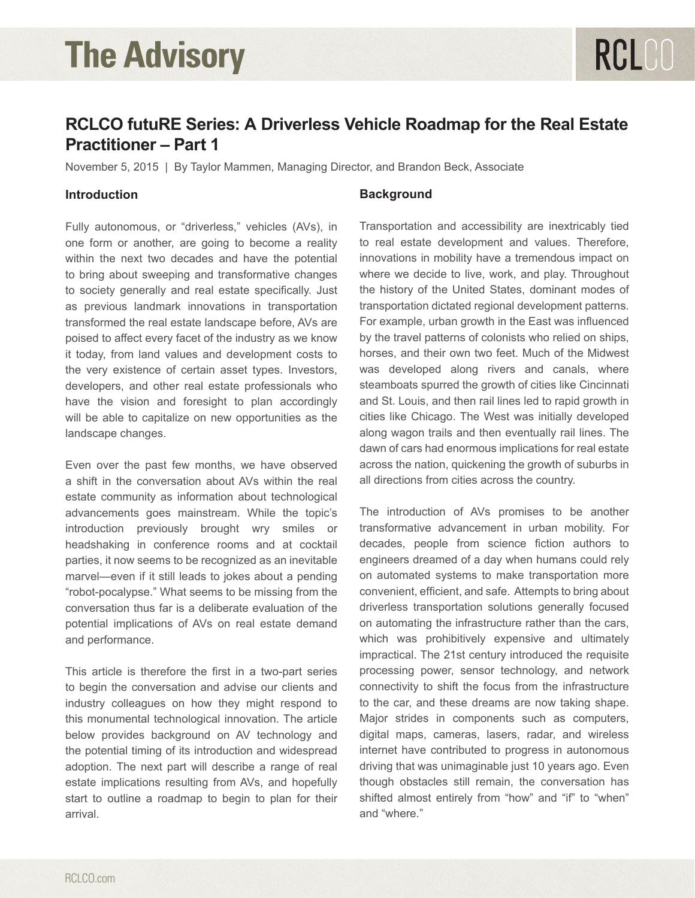# RCLCO futuRE Series: A Driverless Vehicle Roadmap for the Real Estate Practitioner – Part 1

November 5, 2015 | By Taylor Mammen, Managing Director, and Brandon Beck, Associate

## Introduction

Fully autonomous, or "driverless," vehicles (AVs), in one form or another, are going to become a reality within the next two decades and have the potential to bring about sweeping and transformative changes to society generally and real estate specifically. Just as previous landmark innovations in transportation transformed the real estate landscape before, AVs are poised to affect every facet of the industry as we know it today, from land values and development costs to the very existence of certain asset types. Investors, developers, and other real estate professionals who have the vision and foresight to plan accordingly will be able to capitalize on new opportunities as the landscape changes.

Even over the past few months, we have observed a shift in the conversation about AVs within the real estate community as information about technological advancements goes mainstream. While the topic's introduction previously brought wry smiles or headshaking in conference rooms and at cocktail parties, it now seems to be recognized as an inevitable marvel—even if it still leads to jokes about a pending "robot-pocalypse." What seems to be missing from the conversation thus far is a deliberate evaluation of the potential implications of AVs on real estate demand and performance.

This article is therefore the first in a two-part series to begin the conversation and advise our clients and industry colleagues on how they might respond to this monumental technological innovation. The article below provides background on AV technology and the potential timing of its introduction and widespread adoption. The next part will describe a range of real estate implications resulting from AVs, and hopefully start to outline a roadmap to begin to plan for their arrival.

## Background

Transportation and accessibility are inextricably tied to real estate development and values. Therefore, innovations in mobility have a tremendous impact on where we decide to live, work, and play. Throughout the history of the United States, dominant modes of transportation dictated regional development patterns. For example, urban growth in the East was influenced by the travel patterns of colonists who relied on ships, horses, and their own two feet. Much of the Midwest was developed along rivers and canals, where steamboats spurred the growth of cities like Cincinnati and St. Louis, and then rail lines led to rapid growth in cities like Chicago. The West was initially developed along wagon trails and then eventually rail lines. The dawn of cars had enormous implications for real estate across the nation, quickening the growth of suburbs in all directions from cities across the country.

The introduction of AVs promises to be another transformative advancement in urban mobility. For decades, people from science fiction authors to engineers dreamed of a day when humans could rely on automated systems to make transportation more convenient, efficient, and safe. Attempts to bring about driverless transportation solutions generally focused on automating the infrastructure rather than the cars, which was prohibitively expensive and ultimately impractical. The 21st century introduced the requisite processing power, sensor technology, and network connectivity to shift the focus from the infrastructure to the car, and these dreams are now taking shape. Major strides in components such as computers, digital maps, cameras, lasers, radar, and wireless internet have contributed to progress in autonomous driving that was unimaginable just 10 years ago. Even though obstacles still remain, the conversation has shifted almost entirely from "how" and "if" to "when" and "where."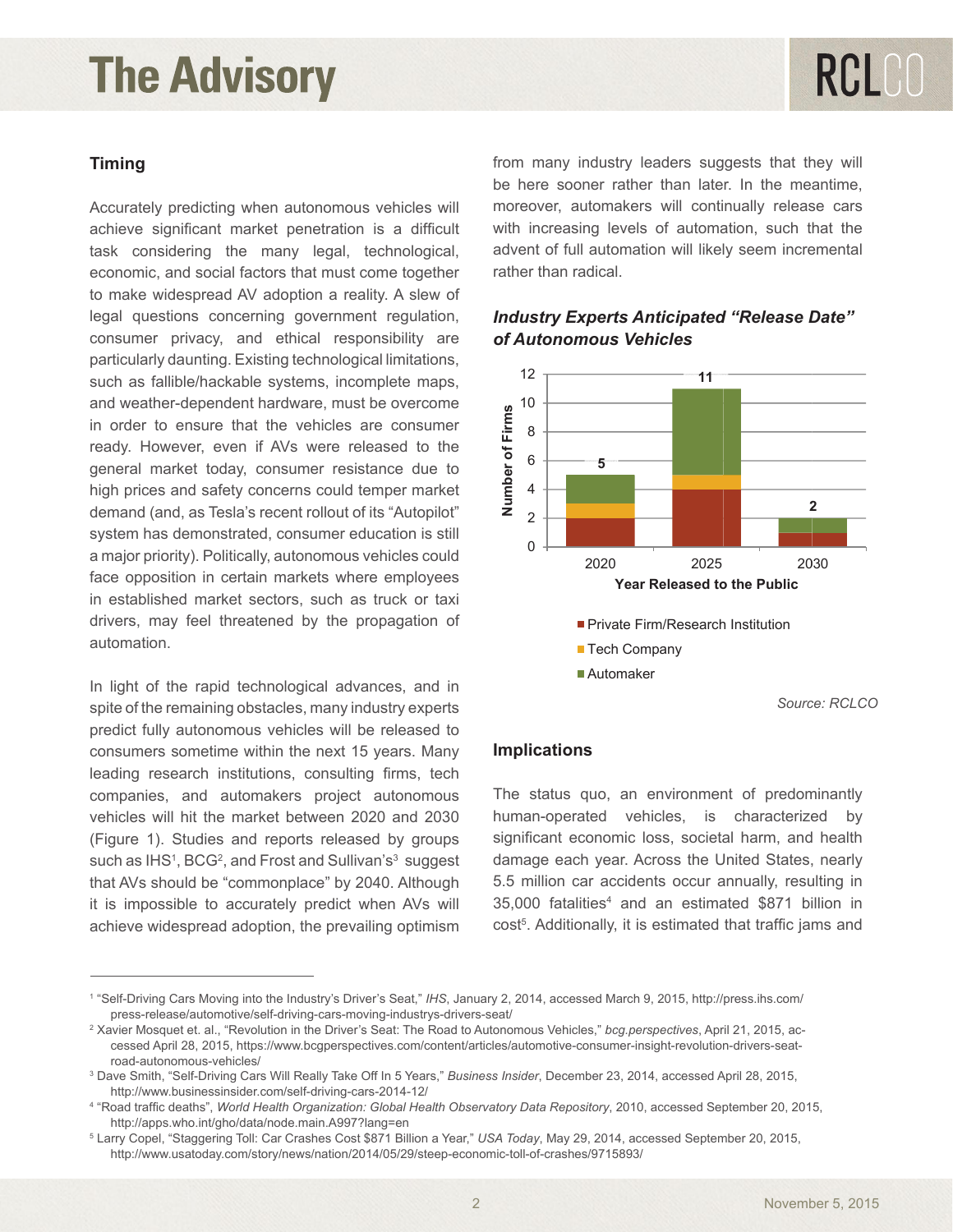## Timing

Accurately predicting when autonomous vehicles will achieve significant market penetration is a difficult task considering the many legal, technological, economic, and social factors that must come together to make widespread AV adoption a reality. A slew of legal questions concerning government regulation, consumer privacy, and ethical responsibility are particularly daunting. Existing technological limitations, such as fallible/hackable systems, incomplete maps, and weather-dependent hardware, must be overcome in order to ensure that the vehicles are consumer ready. However, even if AVs were released to the general market today, consumer resistance due to high prices and safety concerns could temper market demand (and, as Tesla's recent rollout of its "Autopilot" system has demonstrated, consumer education is still a major priority). Politically, autonomous vehicles could face opposition in certain markets where employees in established market sectors, such as truck or taxi drivers, may feel threatened by the propagation of automation.

In light of the rapid technological advances, and in spite of the remaining obstacles, many industry experts predict fully autonomous vehicles will be released to consumers sometime within the next 15 years. Many leading research institutions, consulting firms, tech companies, and automakers project autonomous vehicles will hit the market between 2020 and 2030 (Figure 1). Studies and reports released by groups such as IHS[1], BCG[2], and Frost and Sullivan's[3] suggest that AVs should be "commonplace" by 2040. Although it is impossible to accurately predict when AVs will achieve widespread adoption, the prevailing optimism from many industry leaders suggests that they will be here sooner rather than later. In the meantime, moreover, automakers will continually release cars with increasing levels of automation, such that the advent of full automation will likely seem incremental rather than radical.

***Industry Experts Anticipated "Release Date" of Autonomous Vehicles***

| Year Released to the Public | Private Firm/Research Institution | Tech Company | Automaker | Total Number of Firms |
|---|---|---|---|---|
| 2020 | 2 | 1 | 2 | 5 |
| 2025 | 4 | 1 | 6 | 11 |
| 2030 | 1 | 0 | 1 | 2 |

*Source: RCLCO*

## Implications

The status quo, an environment of predominantly human-operated vehicles, is characterized by significant economic loss, societal harm, and health damage each year. Across the United States, nearly 5.5 million car accidents occur annually, resulting in 35,000 fatalities[4] and an estimated $871 billion in cost[5]. Additionally, it is estimated that traffic jams and

---

[1] "Self-Driving Cars Moving into the Industry's Driver's Seat," *IHS*, January 2, 2014, accessed March 9, 2015, http://press.ihs.com/press-release/automotive/self-driving-cars-moving-industrys-drivers-seat/

[2] Xavier Mosquet et. al., "Revolution in the Driver's Seat: The Road to Autonomous Vehicles," *bcg.perspectives*, April 21, 2015, accessed April 28, 2015, https://www.bcgperspectives.com/content/articles/automotive-consumer-insight-revolution-drivers-seat-road-autonomous-vehicles/

[3] Dave Smith, "Self-Driving Cars Will Really Take Off In 5 Years," *Business Insider*, December 23, 2014, accessed April 28, 2015, http://www.businessinsider.com/self-driving-cars-2014-12/

[4] "Road traffic deaths", *World Health Organization: Global Health Observatory Data Repository*, 2010, accessed September 20, 2015, http://apps.who.int/gho/data/node.main.A997?lang=en

[5] Larry Copel, "Staggering Toll: Car Crashes Cost $871 Billion a Year," *USA Today*, May 29, 2014, accessed September 20, 2015, http://www.usatoday.com/story/news/nation/2014/05/29/steep-economic-toll-of-crashes/9715893/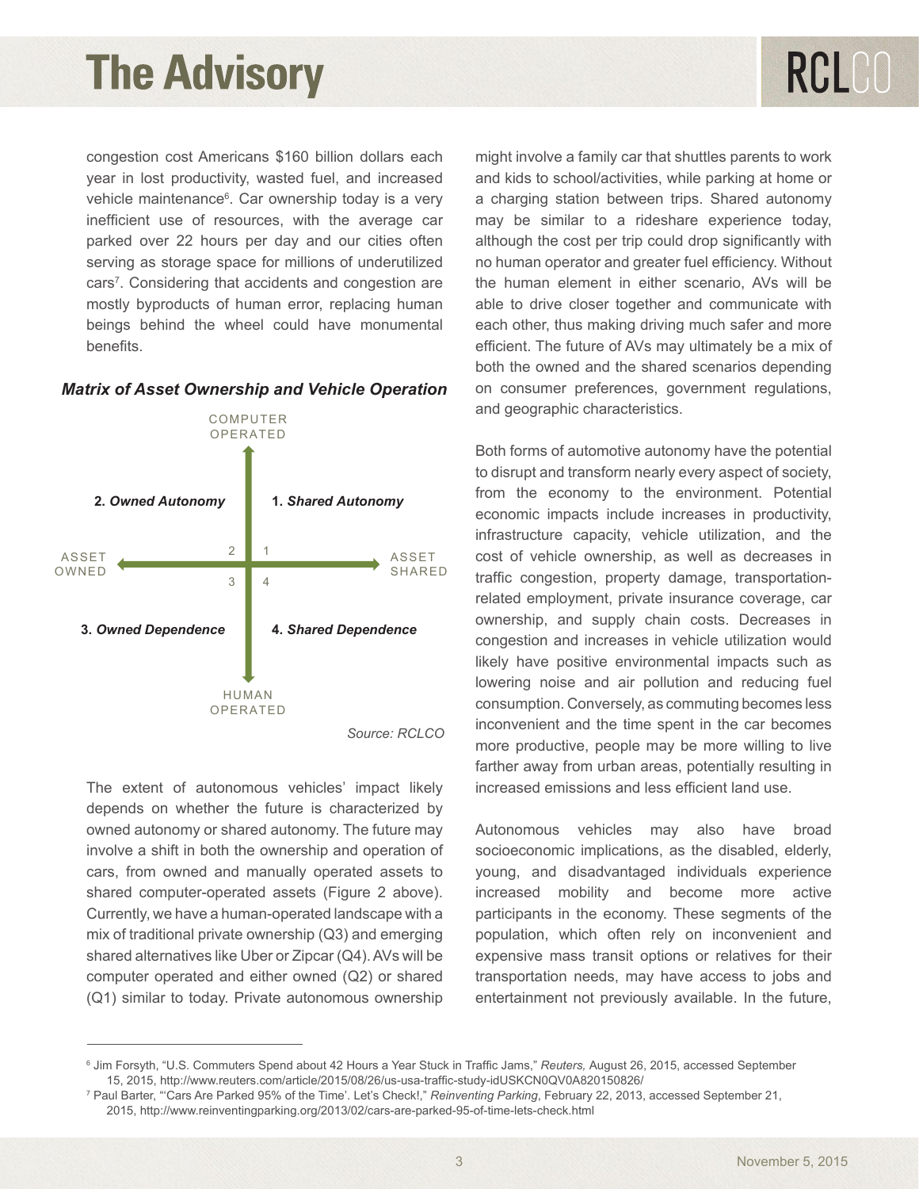congestion cost Americans $160 billion dollars each year in lost productivity, wasted fuel, and increased vehicle maintenance[6]. Car ownership today is a very inefficient use of resources, with the average car parked over 22 hours per day and our cities often serving as storage space for millions of underutilized cars[7]. Considering that accidents and congestion are mostly byproducts of human error, replacing human beings behind the wheel could have monumental benefits.

***Matrix of Asset Ownership and Vehicle Operation***

COMPUTER OPERATED

**2.** ***Owned Autonomy*** | **1.** ***Shared Autonomy***

ASSET OWNED ← 2 1 / 3 4 → ASSET SHARED

**3.** ***Owned Dependence*** | **4.** ***Shared Dependence***

HUMAN OPERATED

*Source: RCLCO*

The extent of autonomous vehicles' impact likely depends on whether the future is characterized by owned autonomy or shared autonomy. The future may involve a shift in both the ownership and operation of cars, from owned and manually operated assets to shared computer-operated assets (Figure 2 above). Currently, we have a human-operated landscape with a mix of traditional private ownership (Q3) and emerging shared alternatives like Uber or Zipcar (Q4). AVs will be computer operated and either owned (Q2) or shared (Q1) similar to today. Private autonomous ownership might involve a family car that shuttles parents to work and kids to school/activities, while parking at home or a charging station between trips. Shared autonomy may be similar to a rideshare experience today, although the cost per trip could drop significantly with no human operator and greater fuel efficiency. Without the human element in either scenario, AVs will be able to drive closer together and communicate with each other, thus making driving much safer and more efficient. The future of AVs may ultimately be a mix of both the owned and the shared scenarios depending on consumer preferences, government regulations, and geographic characteristics.

Both forms of automotive autonomy have the potential to disrupt and transform nearly every aspect of society, from the economy to the environment. Potential economic impacts include increases in productivity, infrastructure capacity, vehicle utilization, and the cost of vehicle ownership, as well as decreases in traffic congestion, property damage, transportation-related employment, private insurance coverage, car ownership, and supply chain costs. Decreases in congestion and increases in vehicle utilization would likely have positive environmental impacts such as lowering noise and air pollution and reducing fuel consumption. Conversely, as commuting becomes less inconvenient and the time spent in the car becomes more productive, people may be more willing to live farther away from urban areas, potentially resulting in increased emissions and less efficient land use.

Autonomous vehicles may also have broad socioeconomic implications, as the disabled, elderly, young, and disadvantaged individuals experience increased mobility and become more active participants in the economy. These segments of the population, which often rely on inconvenient and expensive mass transit options or relatives for their transportation needs, may have access to jobs and entertainment not previously available. In the future,

---

[6] Jim Forsyth, "U.S. Commuters Spend about 42 Hours a Year Stuck in Traffic Jams," *Reuters,* August 26, 2015, accessed September 15, 2015, http://www.reuters.com/article/2015/08/26/us-usa-traffic-study-idUSKCN0QV0A820150826/

[7] Paul Barter, "'Cars Are Parked 95% of the Time'. Let's Check!," *Reinventing Parking*, February 22, 2013, accessed September 21, 2015, http://www.reinventingparking.org/2013/02/cars-are-parked-95-of-time-lets-check.html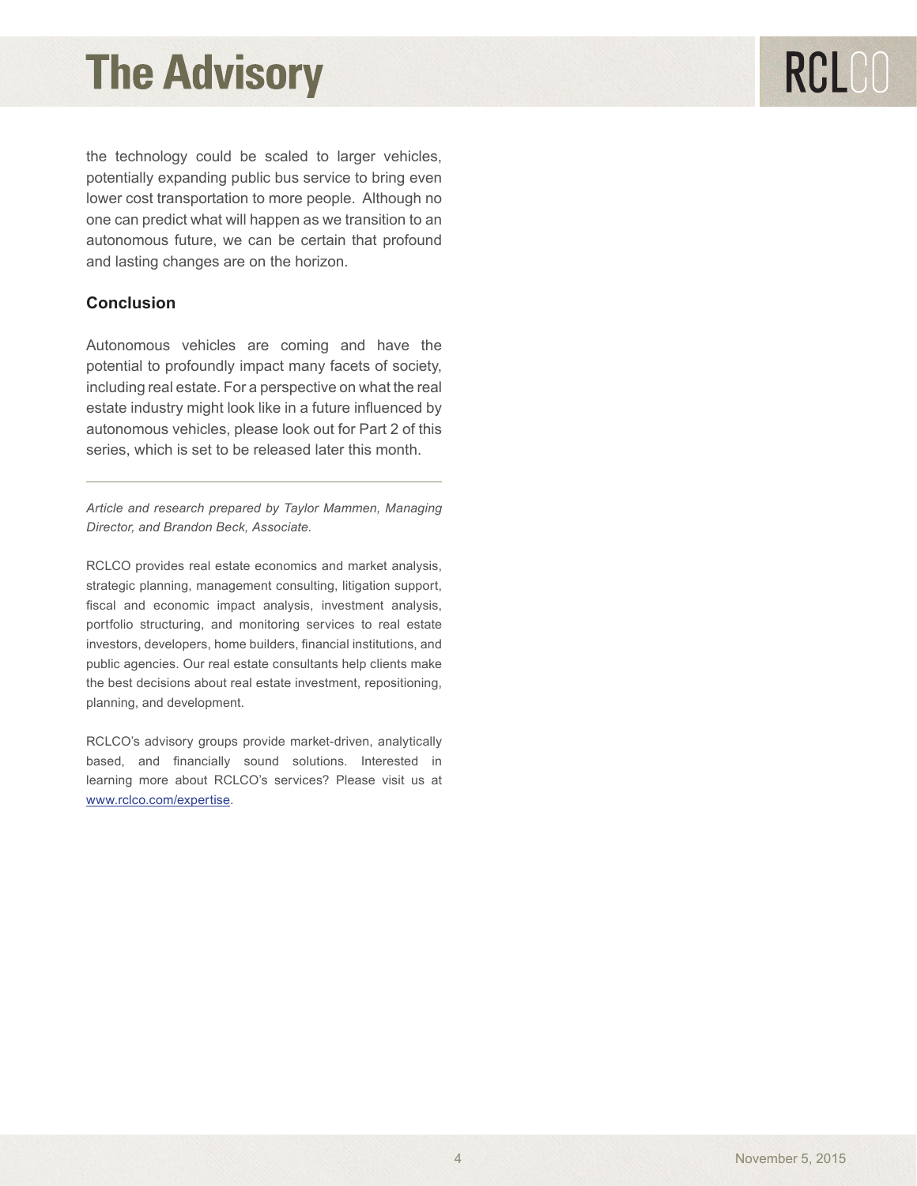the technology could be scaled to larger vehicles, potentially expanding public bus service to bring even lower cost transportation to more people. Although no one can predict what will happen as we transition to an autonomous future, we can be certain that profound and lasting changes are on the horizon.

## Conclusion

Autonomous vehicles are coming and have the potential to profoundly impact many facets of society, including real estate. For a perspective on what the real estate industry might look like in a future influenced by autonomous vehicles, please look out for Part 2 of this series, which is set to be released later this month.

---

*Article and research prepared by Taylor Mammen, Managing Director, and Brandon Beck, Associate.*

RCLCO provides real estate economics and market analysis, strategic planning, management consulting, litigation support, fiscal and economic impact analysis, investment analysis, portfolio structuring, and monitoring services to real estate investors, developers, home builders, financial institutions, and public agencies. Our real estate consultants help clients make the best decisions about real estate investment, repositioning, planning, and development.

RCLCO's advisory groups provide market-driven, analytically based, and financially sound solutions. Interested in learning more about RCLCO's services? Please visit us at [www.rclco.com/expertise](www.rclco.com/expertise).